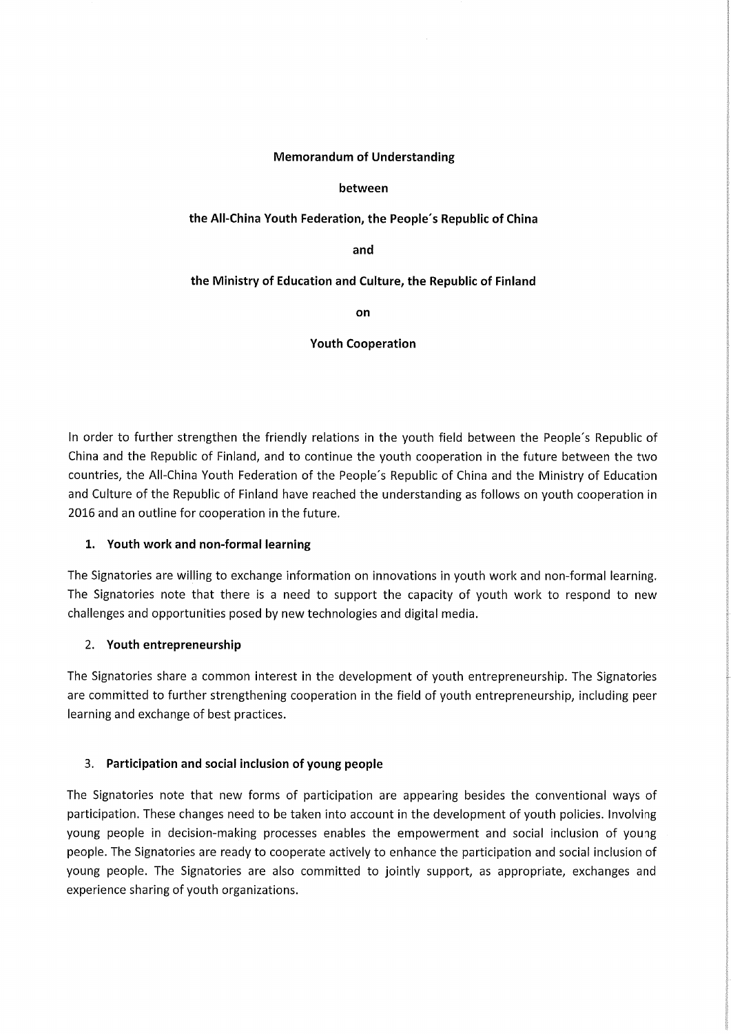**Memorandum of Understanding**

**between**

**the All-China Youth Federation, the People´s Republic of China**

**and**

**the Ministry of Education and Culture, the Republic of Finland**

**on**

**Youth Cooperation**

In order to further strengthen the friendly relations in the youth field between the People´s Republic of China and the Republic of Finland, and to continue the youth cooperation in the future between the two countries, the All-China Youth Federation of the People´s Republic of China and the Ministry of Education and Culture of the Republic of Finland have reached the understanding as follows on youth cooperation in 2016 and an outline for cooperation in the future.

## 1. Youth work and non-formal learning

The Signatories are willing to exchange information on innovations in youth work and non-formal learning. The Signatories note that there is a need to support the capacity of youth work to respond to new challenges and opportunities posed by new technologies and digital media.

## 2. Youth entrepreneurship

The Signatories share a common interest in the development of youth entrepreneurship. The Signatories are committed to further strengthening cooperation in the field of youth entrepreneurship, including peer learning and exchange of best practices.

## 3. Participation and social inclusion of young people

The Signatories note that new forms of participation are appearing besides the conventional ways of participation. These changes need to be taken into account in the development of youth policies. Involving young people in decision-making processes enables the empowerment and social inclusion of young people. The Signatories are ready to cooperate actively to enhance the participation and social inclusion of young people. The Signatories are also committed to jointly support, as appropriate, exchanges and experience sharing of youth organizations.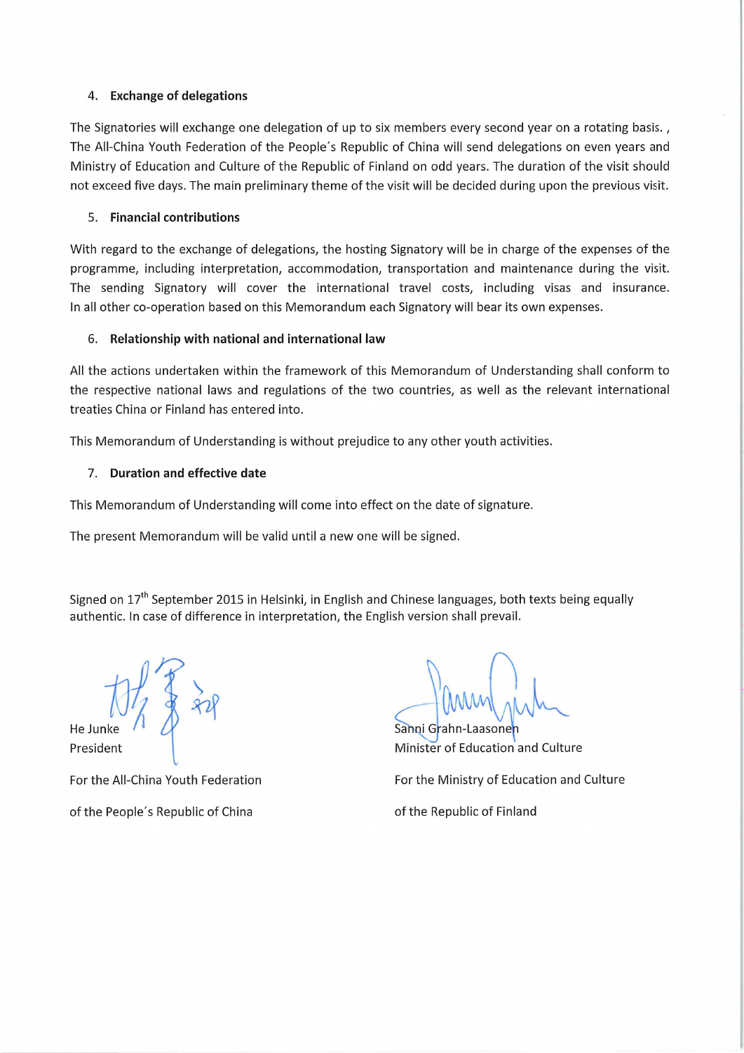4. **Exchange of delegations**

The Signatories will exchange one delegation of up to six members every second year on a rotating basis. , The All-China Youth Federation of the People´s Republic of China will send delegations on even years and Ministry of Education and Culture of the Republic of Finland on odd years. The duration of the visit should not exceed five days. The main preliminary theme of the visit will be decided during upon the previous visit.

5. **Financial contributions**

With regard to the exchange of delegations, the hosting Signatory will be in charge of the expenses of the programme, including interpretation, accommodation, transportation and maintenance during the visit. The sending Signatory will cover the international travel costs, including visas and insurance. In all other co-operation based on this Memorandum each Signatory will bear its own expenses.

6. **Relationship with national and international law**

All the actions undertaken within the framework of this Memorandum of Understanding shall conform to the respective national laws and regulations of the two countries, as well as the relevant international treaties China or Finland has entered into.

This Memorandum of Understanding is without prejudice to any other youth activities.

7. **Duration and effective date**

This Memorandum of Understanding will come into effect on the date of signature.

The present Memorandum will be valid until a new one will be signed.

Signed on 17th September 2015 in Helsinki, in English and Chinese languages, both texts being equally authentic. In case of difference in interpretation, the English version shall prevail.

He Junke
President

For the All-China Youth Federation

of the People´s Republic of China

Sanni Grahn-Laasonen
Minister of Education and Culture

For the Ministry of Education and Culture

of the Republic of Finland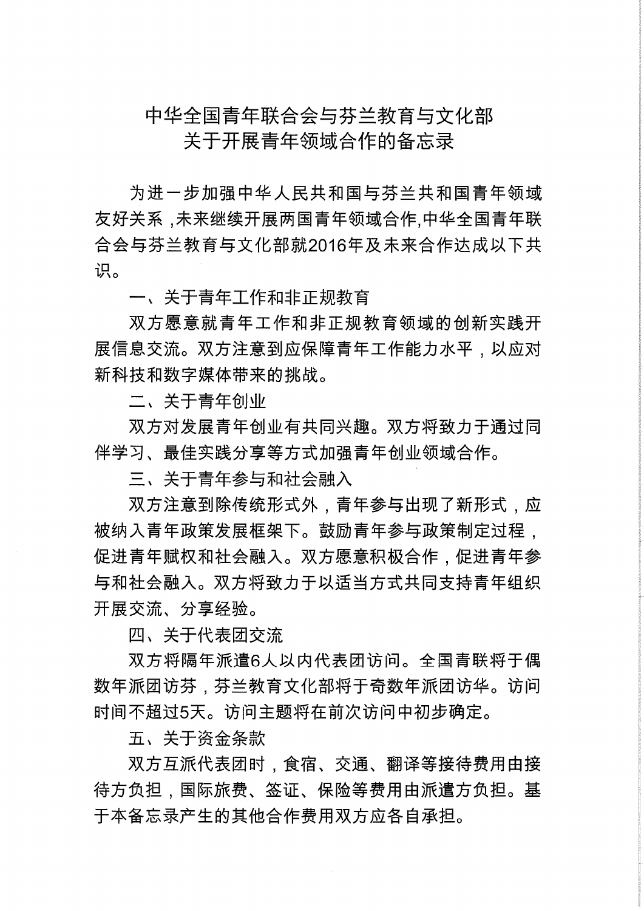# 中华全国青年联合会与芬兰教育与文化部
# 关于开展青年领域合作的备忘录

为进一步加强中华人民共和国与芬兰共和国青年领域友好关系，未来继续开展两国青年领域合作,中华全国青年联合会与芬兰教育与文化部就2016年及未来合作达成以下共识。

一、关于青年工作和非正规教育

双方愿意就青年工作和非正规教育领域的创新实践开展信息交流。双方注意到应保障青年工作能力水平，以应对新科技和数字媒体带来的挑战。

二、关于青年创业

双方对发展青年创业有共同兴趣。双方将致力于通过同伴学习、最佳实践分享等方式加强青年创业领域合作。

三、关于青年参与和社会融入

双方注意到除传统形式外，青年参与出现了新形式，应被纳入青年政策发展框架下。鼓励青年参与政策制定过程，促进青年赋权和社会融入。双方愿意积极合作，促进青年参与和社会融入。双方将致力于以适当方式共同支持青年组织开展交流、分享经验。

四、关于代表团交流

双方将隔年派遣6人以内代表团访问。全国青联将于偶数年派团访芬，芬兰教育文化部将于奇数年派团访华。访问时间不超过5天。访问主题将在前次访问中初步确定。

五、关于资金条款

双方互派代表团时，食宿、交通、翻译等接待费用由接待方负担，国际旅费、签证、保险等费用由派遣方负担。基于本备忘录产生的其他合作费用双方应各自承担。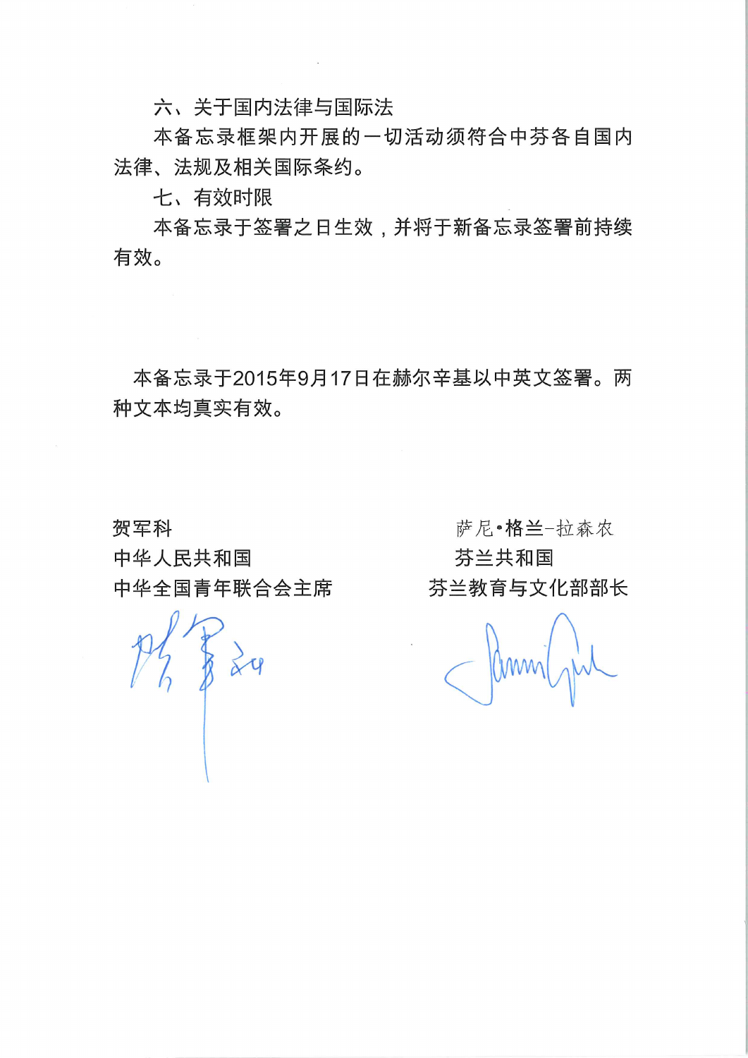六、关于国内法律与国际法

本备忘录框架内开展的一切活动须符合中芬各自国内法律、法规及相关国际条约。

七、有效时限

本备忘录于签署之日生效，并将于新备忘录签署前持续有效。

本备忘录于2015年9月17日在赫尔辛基以中英文签署。两种文本均真实有效。

贺军科
中华人民共和国
中华全国青年联合会主席

萨尼•格兰-拉森农
芬兰共和国
芬兰教育与文化部部长